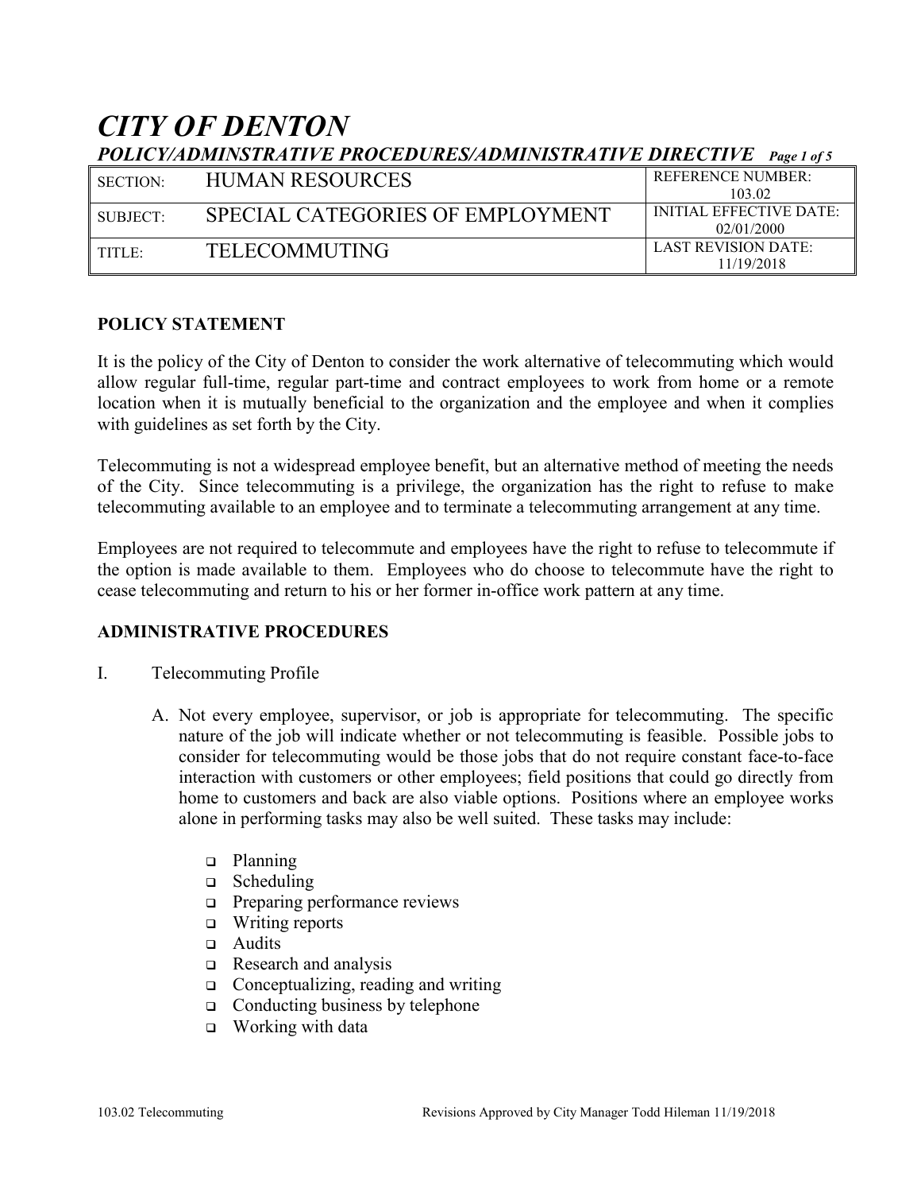# *CITY OF DENTON*

## *POLICY/ADMINSTRATIVE PROCEDURES/ADMINISTRATIVE DIRECTIVE*

| SECTION: | HUMAN RESOURCES | REFERENCE NUMBER: 103.02 |
|---|---|---|
| SUBJECT: | SPECIAL CATEGORIES OF EMPLOYMENT | INITIAL EFFECTIVE DATE: 02/01/2000 |
| TITLE: | TELECOMMUTING | LAST REVISION DATE: 11/19/2018 |

**POLICY STATEMENT**

It is the policy of the City of Denton to consider the work alternative of telecommuting which would allow regular full-time, regular part-time and contract employees to work from home or a remote location when it is mutually beneficial to the organization and the employee and when it complies with guidelines as set forth by the City.

Telecommuting is not a widespread employee benefit, but an alternative method of meeting the needs of the City. Since telecommuting is a privilege, the organization has the right to refuse to make telecommuting available to an employee and to terminate a telecommuting arrangement at any time.

Employees are not required to telecommute and employees have the right to refuse to telecommute if the option is made available to them. Employees who do choose to telecommute have the right to cease telecommuting and return to his or her former in-office work pattern at any time.

**ADMINISTRATIVE PROCEDURES**

I. Telecommuting Profile

A. Not every employee, supervisor, or job is appropriate for telecommuting. The specific nature of the job will indicate whether or not telecommuting is feasible. Possible jobs to consider for telecommuting would be those jobs that do not require constant face-to-face interaction with customers or other employees; field positions that could go directly from home to customers and back are also viable options. Positions where an employee works alone in performing tasks may also be well suited. These tasks may include:

- Planning
- Scheduling
- Preparing performance reviews
- Writing reports
- Audits
- Research and analysis
- Conceptualizing, reading and writing
- Conducting business by telephone
- Working with data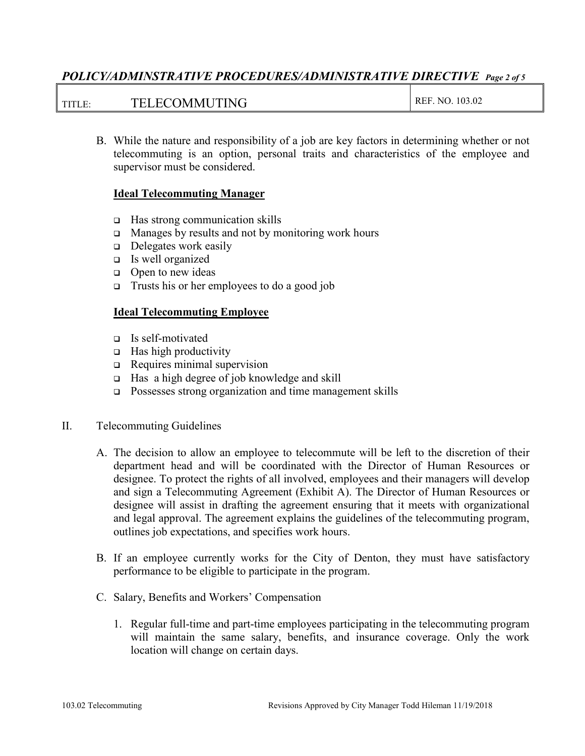B. While the nature and responsibility of a job are key factors in determining whether or not telecommuting is an option, personal traits and characteristics of the employee and supervisor must be considered.

**Ideal Telecommuting Manager**

- Has strong communication skills
- Manages by results and not by monitoring work hours
- Delegates work easily
- Is well organized
- Open to new ideas
- Trusts his or her employees to do a good job

**Ideal Telecommuting Employee**

- Is self-motivated
- Has high productivity
- Requires minimal supervision
- Has a high degree of job knowledge and skill
- Possesses strong organization and time management skills

II. Telecommuting Guidelines

A. The decision to allow an employee to telecommute will be left to the discretion of their department head and will be coordinated with the Director of Human Resources or designee. To protect the rights of all involved, employees and their managers will develop and sign a Telecommuting Agreement (Exhibit A). The Director of Human Resources or designee will assist in drafting the agreement ensuring that it meets with organizational and legal approval. The agreement explains the guidelines of the telecommuting program, outlines job expectations, and specifies work hours.

B. If an employee currently works for the City of Denton, they must have satisfactory performance to be eligible to participate in the program.

C. Salary, Benefits and Workers' Compensation

1. Regular full-time and part-time employees participating in the telecommuting program will maintain the same salary, benefits, and insurance coverage. Only the work location will change on certain days.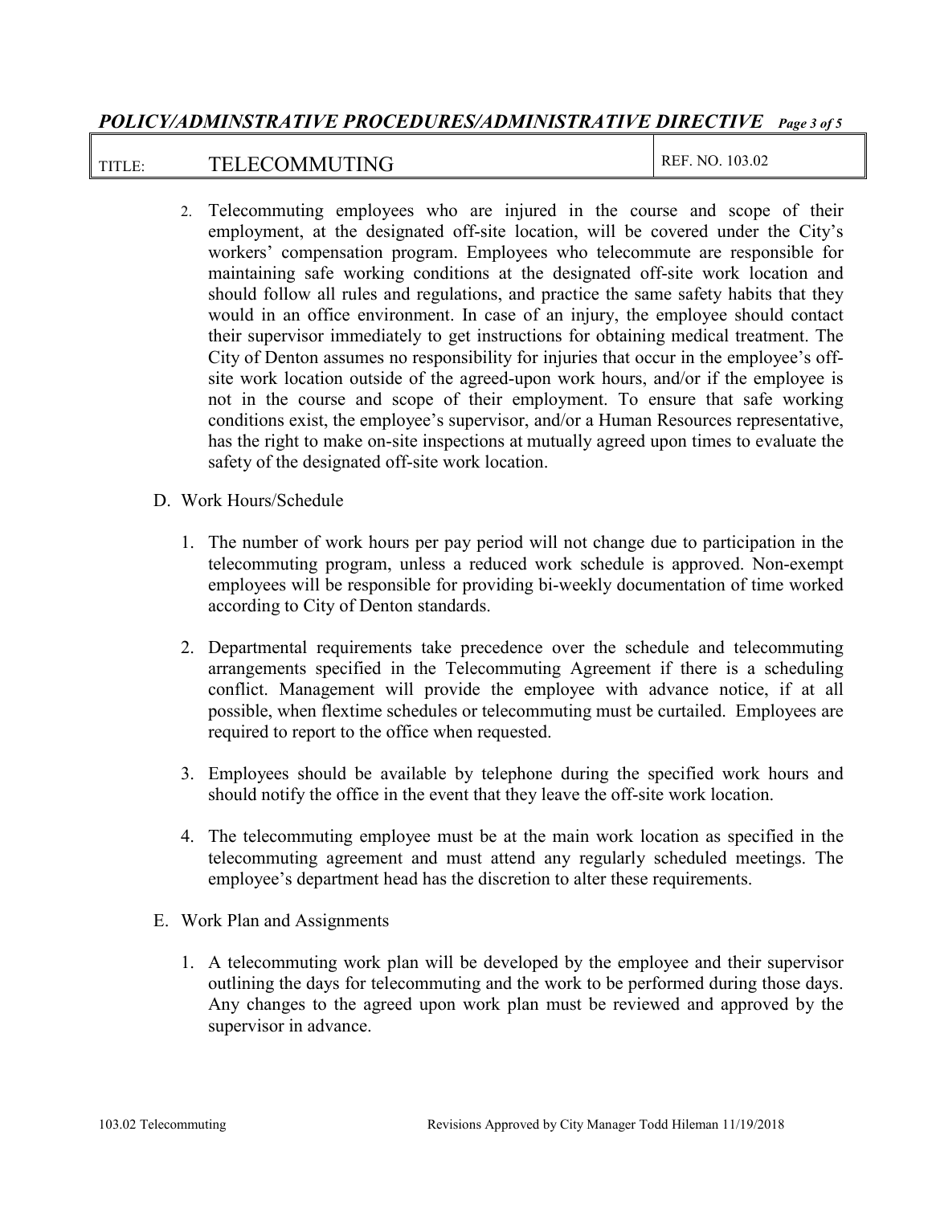2. Telecommuting employees who are injured in the course and scope of their employment, at the designated off-site location, will be covered under the City's workers' compensation program. Employees who telecommute are responsible for maintaining safe working conditions at the designated off-site work location and should follow all rules and regulations, and practice the same safety habits that they would in an office environment. In case of an injury, the employee should contact their supervisor immediately to get instructions for obtaining medical treatment. The City of Denton assumes no responsibility for injuries that occur in the employee's off-site work location outside of the agreed-upon work hours, and/or if the employee is not in the course and scope of their employment. To ensure that safe working conditions exist, the employee's supervisor, and/or a Human Resources representative, has the right to make on-site inspections at mutually agreed upon times to evaluate the safety of the designated off-site work location.

D. Work Hours/Schedule

1. The number of work hours per pay period will not change due to participation in the telecommuting program, unless a reduced work schedule is approved. Non-exempt employees will be responsible for providing bi-weekly documentation of time worked according to City of Denton standards.

2. Departmental requirements take precedence over the schedule and telecommuting arrangements specified in the Telecommuting Agreement if there is a scheduling conflict. Management will provide the employee with advance notice, if at all possible, when flextime schedules or telecommuting must be curtailed. Employees are required to report to the office when requested.

3. Employees should be available by telephone during the specified work hours and should notify the office in the event that they leave the off-site work location.

4. The telecommuting employee must be at the main work location as specified in the telecommuting agreement and must attend any regularly scheduled meetings. The employee's department head has the discretion to alter these requirements.

E. Work Plan and Assignments

1. A telecommuting work plan will be developed by the employee and their supervisor outlining the days for telecommuting and the work to be performed during those days. Any changes to the agreed upon work plan must be reviewed and approved by the supervisor in advance.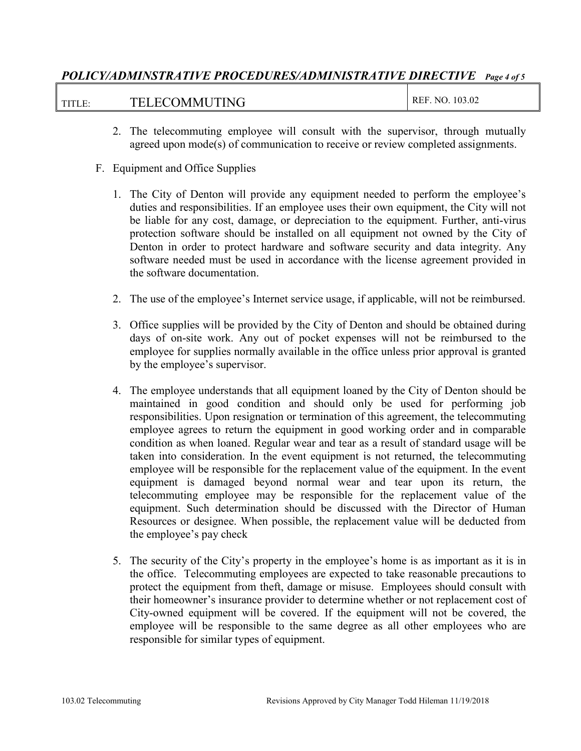2. The telecommuting employee will consult with the supervisor, through mutually agreed upon mode(s) of communication to receive or review completed assignments.

F. Equipment and Office Supplies

1. The City of Denton will provide any equipment needed to perform the employee's duties and responsibilities. If an employee uses their own equipment, the City will not be liable for any cost, damage, or depreciation to the equipment. Further, anti-virus protection software should be installed on all equipment not owned by the City of Denton in order to protect hardware and software security and data integrity. Any software needed must be used in accordance with the license agreement provided in the software documentation.

2. The use of the employee's Internet service usage, if applicable, will not be reimbursed.

3. Office supplies will be provided by the City of Denton and should be obtained during days of on-site work. Any out of pocket expenses will not be reimbursed to the employee for supplies normally available in the office unless prior approval is granted by the employee's supervisor.

4. The employee understands that all equipment loaned by the City of Denton should be maintained in good condition and should only be used for performing job responsibilities. Upon resignation or termination of this agreement, the telecommuting employee agrees to return the equipment in good working order and in comparable condition as when loaned. Regular wear and tear as a result of standard usage will be taken into consideration. In the event equipment is not returned, the telecommuting employee will be responsible for the replacement value of the equipment. In the event equipment is damaged beyond normal wear and tear upon its return, the telecommuting employee may be responsible for the replacement value of the equipment. Such determination should be discussed with the Director of Human Resources or designee. When possible, the replacement value will be deducted from the employee's pay check

5. The security of the City's property in the employee's home is as important as it is in the office. Telecommuting employees are expected to take reasonable precautions to protect the equipment from theft, damage or misuse. Employees should consult with their homeowner's insurance provider to determine whether or not replacement cost of City-owned equipment will be covered. If the equipment will not be covered, the employee will be responsible to the same degree as all other employees who are responsible for similar types of equipment.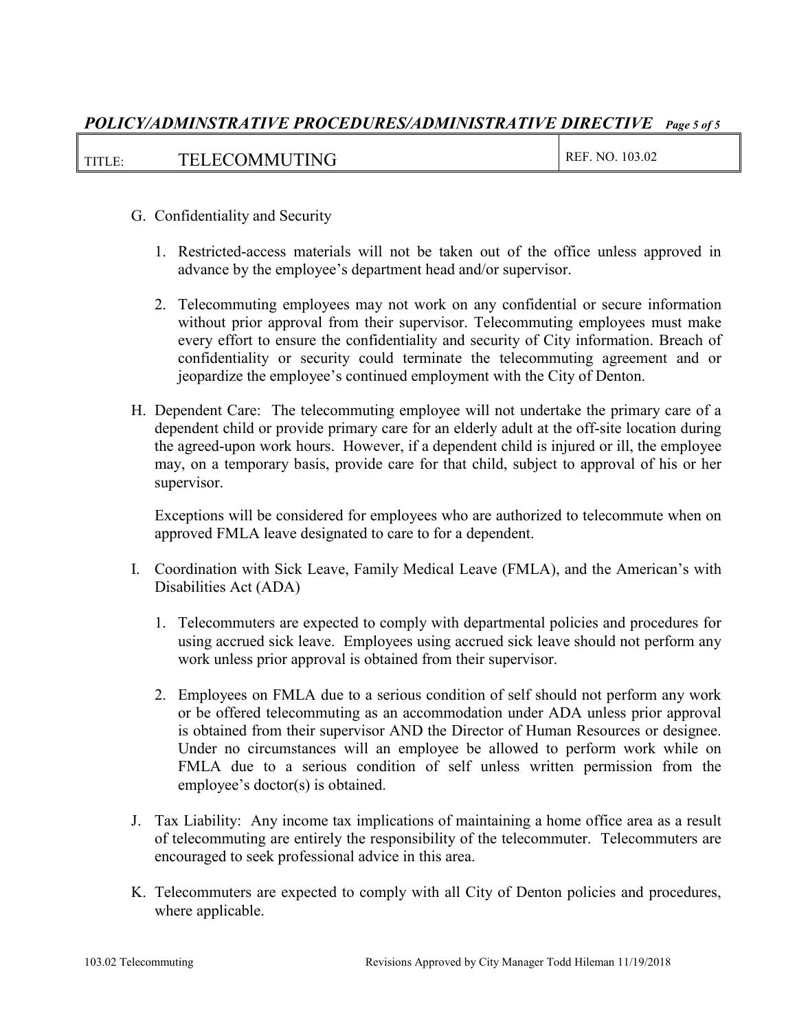G. Confidentiality and Security

1. Restricted-access materials will not be taken out of the office unless approved in advance by the employee's department head and/or supervisor.

2. Telecommuting employees may not work on any confidential or secure information without prior approval from their supervisor. Telecommuting employees must make every effort to ensure the confidentiality and security of City information. Breach of confidentiality or security could terminate the telecommuting agreement and or jeopardize the employee's continued employment with the City of Denton.

H. Dependent Care: The telecommuting employee will not undertake the primary care of a dependent child or provide primary care for an elderly adult at the off-site location during the agreed-upon work hours. However, if a dependent child is injured or ill, the employee may, on a temporary basis, provide care for that child, subject to approval of his or her supervisor.

Exceptions will be considered for employees who are authorized to telecommute when on approved FMLA leave designated to care to for a dependent.

I. Coordination with Sick Leave, Family Medical Leave (FMLA), and the American's with Disabilities Act (ADA)

1. Telecommuters are expected to comply with departmental policies and procedures for using accrued sick leave. Employees using accrued sick leave should not perform any work unless prior approval is obtained from their supervisor.

2. Employees on FMLA due to a serious condition of self should not perform any work or be offered telecommuting as an accommodation under ADA unless prior approval is obtained from their supervisor AND the Director of Human Resources or designee. Under no circumstances will an employee be allowed to perform work while on FMLA due to a serious condition of self unless written permission from the employee's doctor(s) is obtained.

J. Tax Liability: Any income tax implications of maintaining a home office area as a result of telecommuting are entirely the responsibility of the telecommuter. Telecommuters are encouraged to seek professional advice in this area.

K. Telecommuters are expected to comply with all City of Denton policies and procedures, where applicable.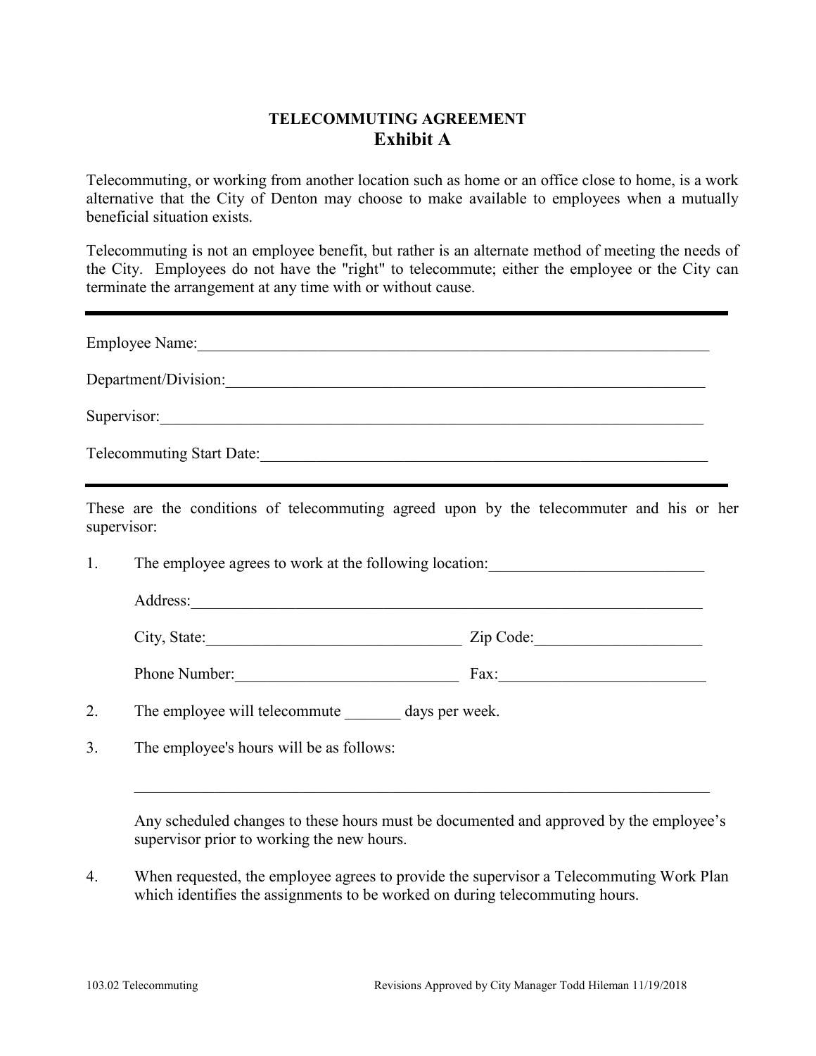# TELECOMMUTING AGREEMENT

## Exhibit A

Telecommuting, or working from another location such as home or an office close to home, is a work alternative that the City of Denton may choose to make available to employees when a mutually beneficial situation exists.

Telecommuting is not an employee benefit, but rather is an alternate method of meeting the needs of the City. Employees do not have the "right" to telecommute; either the employee or the City can terminate the arrangement at any time with or without cause.

---

Employee Name:____________________________________________________________________

Department/Division:_______________________________________________________________

Supervisor:_______________________________________________________________________

Telecommuting Start Date:__________________________________________________________

---

These are the conditions of telecommuting agreed upon by the telecommuter and his or her supervisor:

1. The employee agrees to work at the following location:___________________________

   Address:_______________________________________________________________

   City, State:________________________________ Zip Code:_____________________

   Phone Number:____________________________ Fax:__________________________

2. The employee will telecommute _______ days per week.

3. The employee's hours will be as follows:

   ___________________________________________________________________________

   Any scheduled changes to these hours must be documented and approved by the employee's supervisor prior to working the new hours.

4. When requested, the employee agrees to provide the supervisor a Telecommuting Work Plan which identifies the assignments to be worked on during telecommuting hours.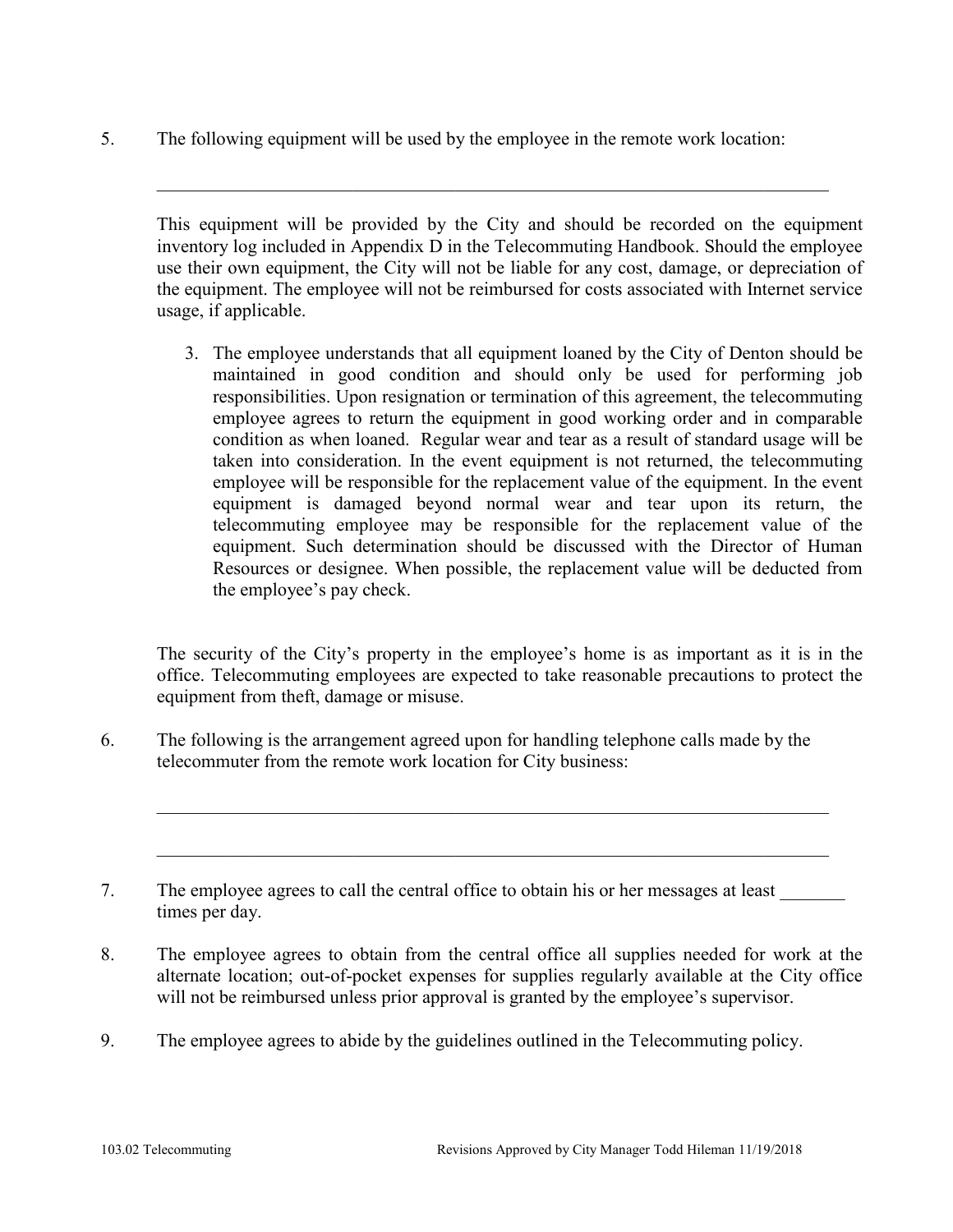5. The following equipment will be used by the employee in the remote work location:

   ___________________________________________________________________________

   This equipment will be provided by the City and should be recorded on the equipment inventory log included in Appendix D in the Telecommuting Handbook. Should the employee use their own equipment, the City will not be liable for any cost, damage, or depreciation of the equipment. The employee will not be reimbursed for costs associated with Internet service usage, if applicable.

   3. The employee understands that all equipment loaned by the City of Denton should be maintained in good condition and should only be used for performing job responsibilities. Upon resignation or termination of this agreement, the telecommuting employee agrees to return the equipment in good working order and in comparable condition as when loaned. Regular wear and tear as a result of standard usage will be taken into consideration. In the event equipment is not returned, the telecommuting employee will be responsible for the replacement value of the equipment. In the event equipment is damaged beyond normal wear and tear upon its return, the telecommuting employee may be responsible for the replacement value of the equipment. Such determination should be discussed with the Director of Human Resources or designee. When possible, the replacement value will be deducted from the employee's pay check.

   The security of the City's property in the employee's home is as important as it is in the office. Telecommuting employees are expected to take reasonable precautions to protect the equipment from theft, damage or misuse.

6. The following is the arrangement agreed upon for handling telephone calls made by the telecommuter from the remote work location for City business:

   ___________________________________________________________________________

   ___________________________________________________________________________

7. The employee agrees to call the central office to obtain his or her messages at least _______ times per day.

8. The employee agrees to obtain from the central office all supplies needed for work at the alternate location; out-of-pocket expenses for supplies regularly available at the City office will not be reimbursed unless prior approval is granted by the employee's supervisor.

9. The employee agrees to abide by the guidelines outlined in the Telecommuting policy.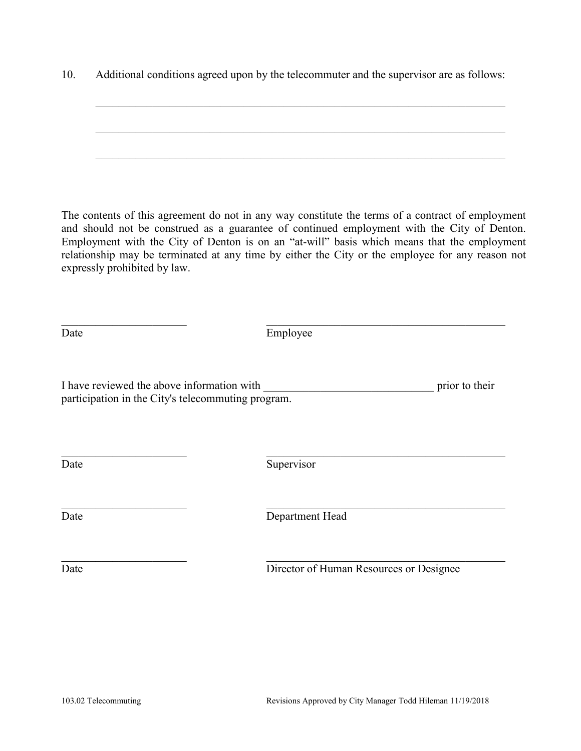10. Additional conditions agreed upon by the telecommuter and the supervisor are as follows:

\_\_\_\_\_\_\_\_\_\_\_\_\_\_\_\_\_\_\_\_\_\_\_\_\_\_\_\_\_\_\_\_\_\_\_\_\_\_\_\_\_\_\_\_\_\_\_\_\_\_\_\_\_\_\_\_\_\_\_\_\_\_\_\_\_\_\_\_\_\_\_\_

\_\_\_\_\_\_\_\_\_\_\_\_\_\_\_\_\_\_\_\_\_\_\_\_\_\_\_\_\_\_\_\_\_\_\_\_\_\_\_\_\_\_\_\_\_\_\_\_\_\_\_\_\_\_\_\_\_\_\_\_\_\_\_\_\_\_\_\_\_\_\_\_

\_\_\_\_\_\_\_\_\_\_\_\_\_\_\_\_\_\_\_\_\_\_\_\_\_\_\_\_\_\_\_\_\_\_\_\_\_\_\_\_\_\_\_\_\_\_\_\_\_\_\_\_\_\_\_\_\_\_\_\_\_\_\_\_\_\_\_\_\_\_\_\_

The contents of this agreement do not in any way constitute the terms of a contract of employment and should not be construed as a guarantee of continued employment with the City of Denton. Employment with the City of Denton is on an "at-will" basis which means that the employment relationship may be terminated at any time by either the City or the employee for any reason not expressly prohibited by law.

\_\_\_\_\_\_\_\_\_\_\_\_\_\_\_\_\_\_\_\_\_\_ \_\_\_\_\_\_\_\_\_\_\_\_\_\_\_\_\_\_\_\_\_\_\_\_\_\_\_\_\_\_\_\_\_\_\_\_\_\_\_\_\_\_

Date Employee

I have reviewed the above information with \_\_\_\_\_\_\_\_\_\_\_\_\_\_\_\_\_\_\_\_\_\_\_\_\_\_\_\_\_\_ prior to their participation in the City's telecommuting program.

\_\_\_\_\_\_\_\_\_\_\_\_\_\_\_\_\_\_\_\_\_\_ \_\_\_\_\_\_\_\_\_\_\_\_\_\_\_\_\_\_\_\_\_\_\_\_\_\_\_\_\_\_\_\_\_\_\_\_\_\_\_\_\_\_

Date Supervisor

\_\_\_\_\_\_\_\_\_\_\_\_\_\_\_\_\_\_\_\_\_\_ \_\_\_\_\_\_\_\_\_\_\_\_\_\_\_\_\_\_\_\_\_\_\_\_\_\_\_\_\_\_\_\_\_\_\_\_\_\_\_\_\_\_

Date Department Head

\_\_\_\_\_\_\_\_\_\_\_\_\_\_\_\_\_\_\_\_\_\_ \_\_\_\_\_\_\_\_\_\_\_\_\_\_\_\_\_\_\_\_\_\_\_\_\_\_\_\_\_\_\_\_\_\_\_\_\_\_\_\_\_\_

Date Director of Human Resources or Designee